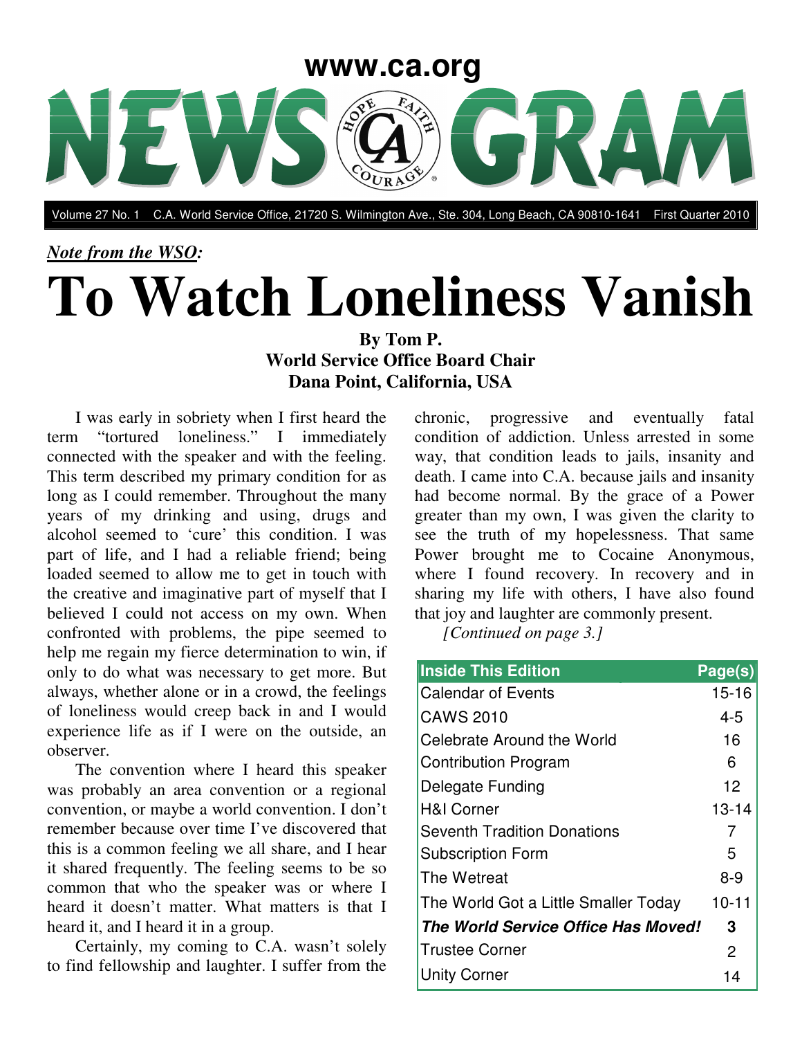www.ca.org

# NEWS GRAM

Volume 27 No. 1 C.A. World Service Office, 21720 S. Wilmington Ave., Ste. 304, Long Beach, CA 90810-1641 First Quarter 2010

***Note from the WSO:***

# To Watch Loneliness Vanish

**By Tom P.**
**World Service Office Board Chair**
**Dana Point, California, USA**

I was early in sobriety when I first heard the term "tortured loneliness." I immediately connected with the speaker and with the feeling. This term described my primary condition for as long as I could remember. Throughout the many years of my drinking and using, drugs and alcohol seemed to 'cure' this condition. I was part of life, and I had a reliable friend; being loaded seemed to allow me to get in touch with the creative and imaginative part of myself that I believed I could not access on my own. When confronted with problems, the pipe seemed to help me regain my fierce determination to win, if only to do what was necessary to get more. But always, whether alone or in a crowd, the feelings of loneliness would creep back in and I would experience life as if I were on the outside, an observer.

The convention where I heard this speaker was probably an area convention or a regional convention, or maybe a world convention. I don't remember because over time I've discovered that this is a common feeling we all share, and I hear it shared frequently. The feeling seems to be so common that who the speaker was or where I heard it doesn't matter. What matters is that I heard it, and I heard it in a group.

Certainly, my coming to C.A. wasn't solely to find fellowship and laughter. I suffer from the chronic, progressive and eventually fatal condition of addiction. Unless arrested in some way, that condition leads to jails, insanity and death. I came into C.A. because jails and insanity had become normal. By the grace of a Power greater than my own, I was given the clarity to see the truth of my hopelessness. That same Power brought me to Cocaine Anonymous, where I found recovery. In recovery and in sharing my life with others, I have also found that joy and laughter are commonly present.

*[Continued on page 3.]*

| Inside This Edition | Page(s) |
|---|---|
| Calendar of Events | 15-16 |
| CAWS 2010 | 4-5 |
| Celebrate Around the World | 16 |
| Contribution Program | 6 |
| Delegate Funding | 12 |
| H&I Corner | 13-14 |
| Seventh Tradition Donations | 7 |
| Subscription Form | 5 |
| The Wetreat | 8-9 |
| The World Got a Little Smaller Today | 10-11 |
| ***The World Service Office Has Moved!*** | **3** |
| Trustee Corner | 2 |
| Unity Corner | 14 |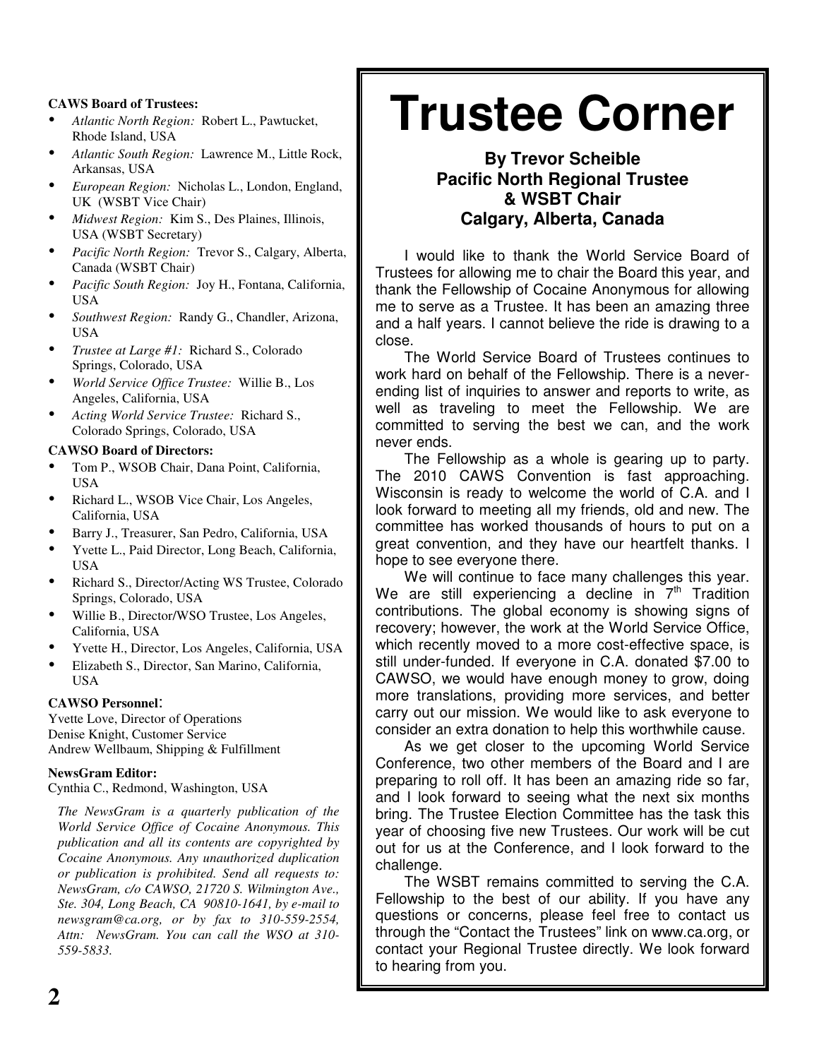**CAWS Board of Trustees:**

- *Atlantic North Region:* Robert L., Pawtucket, Rhode Island, USA
- *Atlantic South Region:* Lawrence M., Little Rock, Arkansas, USA
- *European Region:* Nicholas L., London, England, UK (WSBT Vice Chair)
- *Midwest Region:* Kim S., Des Plaines, Illinois, USA (WSBT Secretary)
- *Pacific North Region:* Trevor S., Calgary, Alberta, Canada (WSBT Chair)
- *Pacific South Region:* Joy H., Fontana, California, USA
- *Southwest Region:* Randy G., Chandler, Arizona, USA
- *Trustee at Large #1:* Richard S., Colorado Springs, Colorado, USA
- *World Service Office Trustee:* Willie B., Los Angeles, California, USA
- *Acting World Service Trustee:* Richard S., Colorado Springs, Colorado, USA

**CAWSO Board of Directors:**

- Tom P., WSOB Chair, Dana Point, California, USA
- Richard L., WSOB Vice Chair, Los Angeles, California, USA
- Barry J., Treasurer, San Pedro, California, USA
- Yvette L., Paid Director, Long Beach, California, USA
- Richard S., Director/Acting WS Trustee, Colorado Springs, Colorado, USA
- Willie B., Director/WSO Trustee, Los Angeles, California, USA
- Yvette H., Director, Los Angeles, California, USA
- Elizabeth S., Director, San Marino, California, USA

**CAWSO Personnel**:

Yvette Love, Director of Operations
Denise Knight, Customer Service
Andrew Wellbaum, Shipping & Fulfillment

**NewsGram Editor:**

Cynthia C., Redmond, Washington, USA

*The NewsGram is a quarterly publication of the World Service Office of Cocaine Anonymous. This publication and all its contents are copyrighted by Cocaine Anonymous. Any unauthorized duplication or publication is prohibited. Send all requests to: NewsGram, c/o CAWSO, 21720 S. Wilmington Ave., Ste. 304, Long Beach, CA 90810-1641, by e-mail to newsgram@ca.org, or by fax to 310-559-2554, Attn: NewsGram. You can call the WSO at 310-559-5833.*

# Trustee Corner

### By Trevor Scheible
### Pacific North Regional Trustee & WSBT Chair
### Calgary, Alberta, Canada

I would like to thank the World Service Board of Trustees for allowing me to chair the Board this year, and thank the Fellowship of Cocaine Anonymous for allowing me to serve as a Trustee. It has been an amazing three and a half years. I cannot believe the ride is drawing to a close.

The World Service Board of Trustees continues to work hard on behalf of the Fellowship. There is a never-ending list of inquiries to answer and reports to write, as well as traveling to meet the Fellowship. We are committed to serving the best we can, and the work never ends.

The Fellowship as a whole is gearing up to party. The 2010 CAWS Convention is fast approaching. Wisconsin is ready to welcome the world of C.A. and I look forward to meeting all my friends, old and new. The committee has worked thousands of hours to put on a great convention, and they have our heartfelt thanks. I hope to see everyone there.

We will continue to face many challenges this year. We are still experiencing a decline in 7th Tradition contributions. The global economy is showing signs of recovery; however, the work at the World Service Office, which recently moved to a more cost-effective space, is still under-funded. If everyone in C.A. donated $7.00 to CAWSO, we would have enough money to grow, doing more translations, providing more services, and better carry out our mission. We would like to ask everyone to consider an extra donation to help this worthwhile cause.

As we get closer to the upcoming World Service Conference, two other members of the Board and I are preparing to roll off. It has been an amazing ride so far, and I look forward to seeing what the next six months bring. The Trustee Election Committee has the task this year of choosing five new Trustees. Our work will be cut out for us at the Conference, and I look forward to the challenge.

The WSBT remains committed to serving the C.A. Fellowship to the best of our ability. If you have any questions or concerns, please feel free to contact us through the "Contact the Trustees" link on www.ca.org, or contact your Regional Trustee directly. We look forward to hearing from you.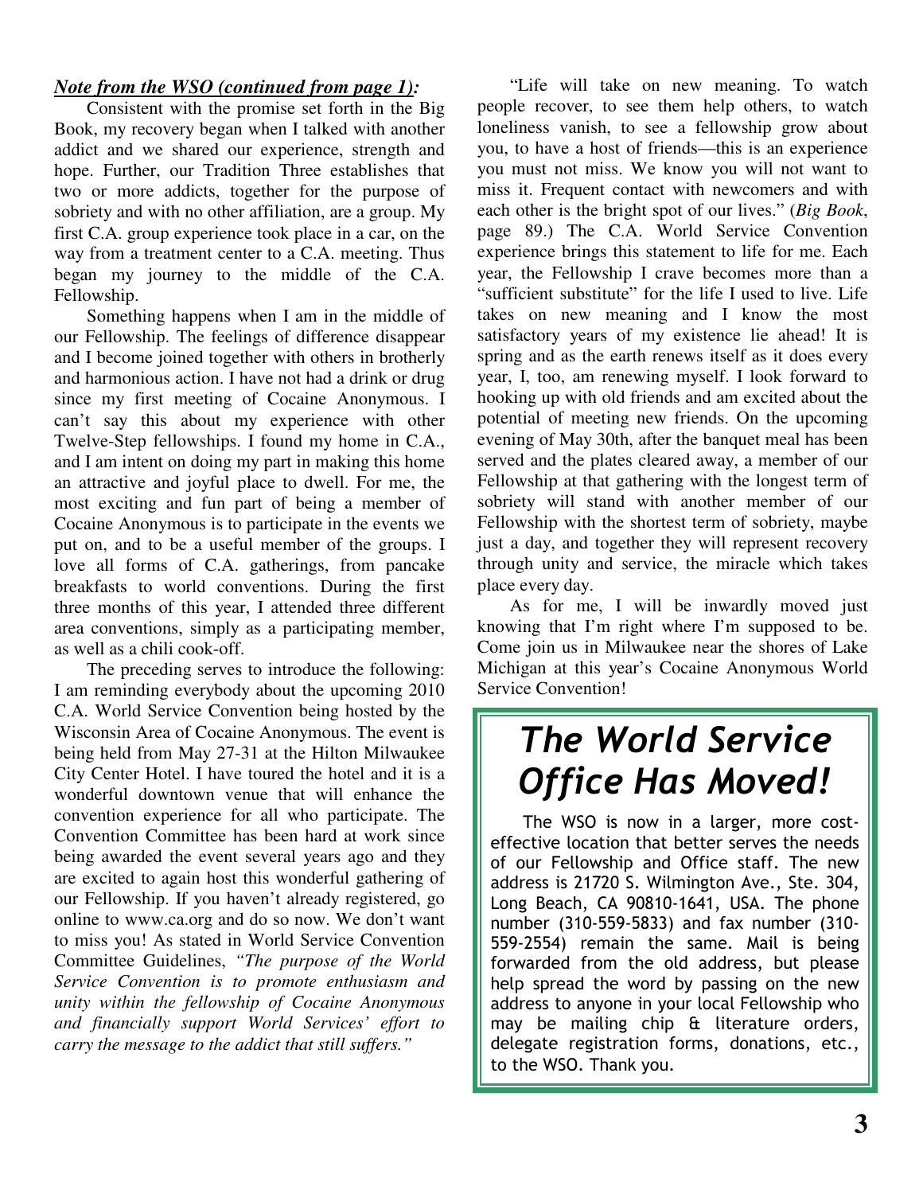***Note from the WSO (continued from page 1):***

Consistent with the promise set forth in the Big Book, my recovery began when I talked with another addict and we shared our experience, strength and hope. Further, our Tradition Three establishes that two or more addicts, together for the purpose of sobriety and with no other affiliation, are a group. My first C.A. group experience took place in a car, on the way from a treatment center to a C.A. meeting. Thus began my journey to the middle of the C.A. Fellowship.

Something happens when I am in the middle of our Fellowship. The feelings of difference disappear and I become joined together with others in brotherly and harmonious action. I have not had a drink or drug since my first meeting of Cocaine Anonymous. I can't say this about my experience with other Twelve-Step fellowships. I found my home in C.A., and I am intent on doing my part in making this home an attractive and joyful place to dwell. For me, the most exciting and fun part of being a member of Cocaine Anonymous is to participate in the events we put on, and to be a useful member of the groups. I love all forms of C.A. gatherings, from pancake breakfasts to world conventions. During the first three months of this year, I attended three different area conventions, simply as a participating member, as well as a chili cook-off.

The preceding serves to introduce the following: I am reminding everybody about the upcoming 2010 C.A. World Service Convention being hosted by the Wisconsin Area of Cocaine Anonymous. The event is being held from May 27-31 at the Hilton Milwaukee City Center Hotel. I have toured the hotel and it is a wonderful downtown venue that will enhance the convention experience for all who participate. The Convention Committee has been hard at work since being awarded the event several years ago and they are excited to again host this wonderful gathering of our Fellowship. If you haven't already registered, go online to www.ca.org and do so now. We don't want to miss you! As stated in World Service Convention Committee Guidelines, *"The purpose of the World Service Convention is to promote enthusiasm and unity within the fellowship of Cocaine Anonymous and financially support World Services' effort to carry the message to the addict that still suffers."*

"Life will take on new meaning. To watch people recover, to see them help others, to watch loneliness vanish, to see a fellowship grow about you, to have a host of friends—this is an experience you must not miss. We know you will not want to miss it. Frequent contact with newcomers and with each other is the bright spot of our lives." (*Big Book*, page 89.) The C.A. World Service Convention experience brings this statement to life for me. Each year, the Fellowship I crave becomes more than a "sufficient substitute" for the life I used to live. Life takes on new meaning and I know the most satisfactory years of my existence lie ahead! It is spring and as the earth renews itself as it does every year, I, too, am renewing myself. I look forward to hooking up with old friends and am excited about the potential of meeting new friends. On the upcoming evening of May 30th, after the banquet meal has been served and the plates cleared away, a member of our Fellowship at that gathering with the longest term of sobriety will stand with another member of our Fellowship with the shortest term of sobriety, maybe just a day, and together they will represent recovery through unity and service, the miracle which takes place every day.

As for me, I will be inwardly moved just knowing that I'm right where I'm supposed to be. Come join us in Milwaukee near the shores of Lake Michigan at this year's Cocaine Anonymous World Service Convention!

## *The World Service Office Has Moved!*

The WSO is now in a larger, more cost-effective location that better serves the needs of our Fellowship and Office staff. The new address is 21720 S. Wilmington Ave., Ste. 304, Long Beach, CA 90810-1641, USA. The phone number (310-559-5833) and fax number (310-559-2554) remain the same. Mail is being forwarded from the old address, but please help spread the word by passing on the new address to anyone in your local Fellowship who may be mailing chip & literature orders, delegate registration forms, donations, etc., to the WSO. Thank you.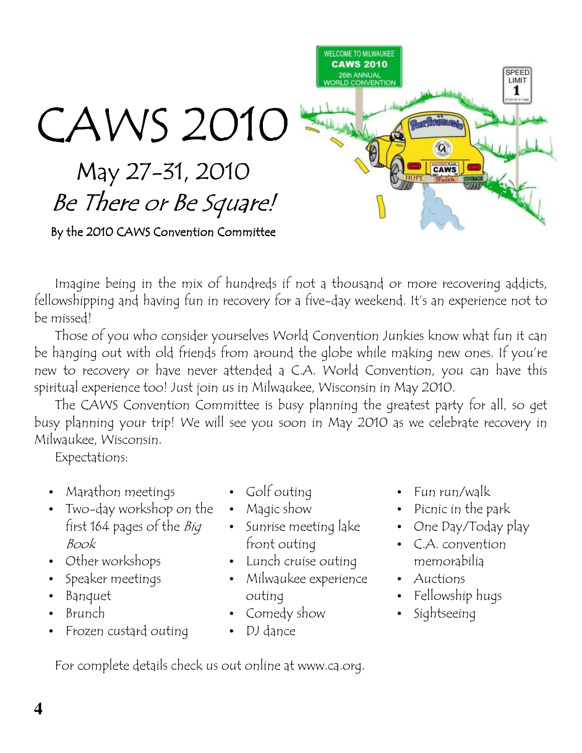# CAWS 2010

## May 27-31, 2010

## *Be There or Be Square!*

By the 2010 CAWS Convention Committee

Imagine being in the mix of hundreds if not a thousand or more recovering addicts, fellowshipping and having fun in recovery for a five-day weekend. It's an experience not to be missed!

Those of you who consider yourselves World Convention Junkies know what fun it can be hanging out with old friends from around the globe while making new ones. If you're new to recovery or have never attended a C.A. World Convention, you can have this spiritual experience too! Just join us in Milwaukee, Wisconsin in May 2010.

The CAWS Convention Committee is busy planning the greatest party for all, so get busy planning your trip! We will see you soon in May 2010 as we celebrate recovery in Milwaukee, Wisconsin.

Expectations:

- Marathon meetings
- Two-day workshop on the first 164 pages of the *Big Book*
- Other workshops
- Speaker meetings
- Banquet
- Brunch
- Frozen custard outing
- Golf outing
- Magic show
- Sunrise meeting lake front outing
- Lunch cruise outing
- Milwaukee experience outing
- Comedy show
- DJ dance
- Fun run/walk
- Picnic in the park
- One Day/Today play
- C.A. convention memorabilia
- Auctions
- Fellowship hugs
- Sightseeing

For complete details check us out online at www.ca.org.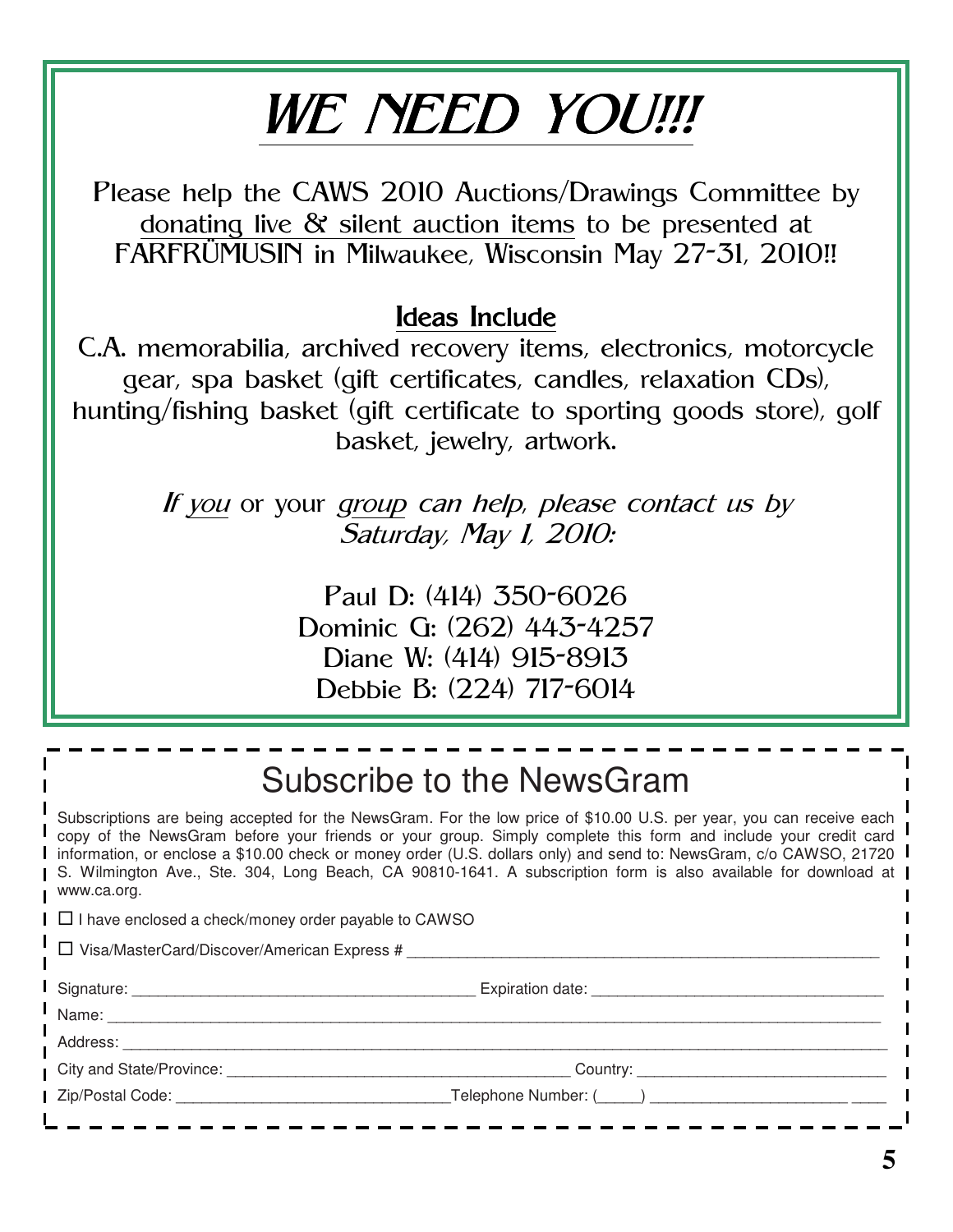# WE NEED YOU!!!

Please help the CAWS 2010 Auctions/Drawings Committee by donating live & silent auction items to be presented at FARFRÜMUSIN in Milwaukee, Wisconsin May 27-31, 2010!!

## Ideas Include

C.A. memorabilia, archived recovery items, electronics, motorcycle gear, spa basket (gift certificates, candles, relaxation CDs), hunting/fishing basket (gift certificate to sporting goods store), golf basket, jewelry, artwork.

*If you or your group can help, please contact us by Saturday, May 1, 2010:*

Paul D: (414) 350-6026
Dominic G: (262) 443-4257
Diane W: (414) 915-8913
Debbie B: (224) 717-6014

## Subscribe to the NewsGram

Subscriptions are being accepted for the NewsGram. For the low price of $10.00 U.S. per year, you can receive each copy of the NewsGram before your friends or your group. Simply complete this form and include your credit card information, or enclose a $10.00 check or money order (U.S. dollars only) and send to: NewsGram, c/o CAWSO, 21720 S. Wilmington Ave., Ste. 304, Long Beach, CA 90810-1641. A subscription form is also available for download at www.ca.org.

☐ I have enclosed a check/money order payable to CAWSO

☐ Visa/MasterCard/Discover/American Express # ______________________________

Signature: ______________________ Expiration date: ______________________

Name: ______________________________________________

Address: ______________________________________________

City and State/Province: ______________________ Country: ______________________

Zip/Postal Code: ______________________ Telephone Number: (_____) ______________________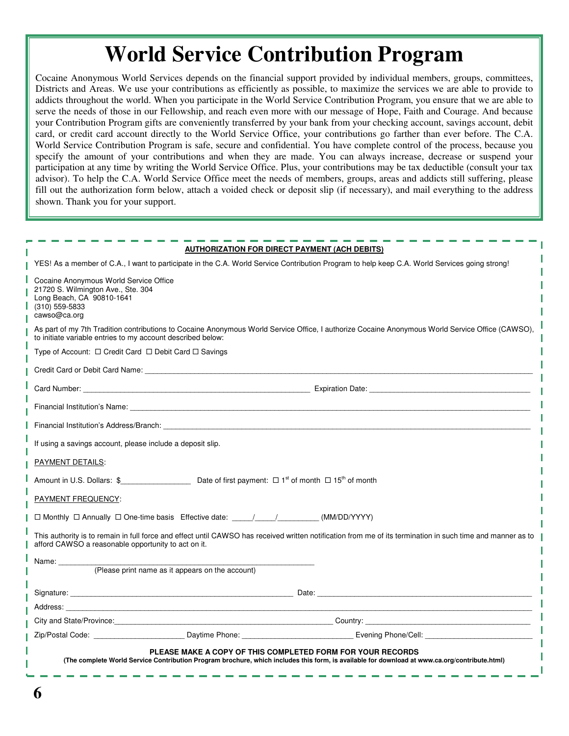# World Service Contribution Program

Cocaine Anonymous World Services depends on the financial support provided by individual members, groups, committees, Districts and Areas. We use your contributions as efficiently as possible, to maximize the services we are able to provide to addicts throughout the world. When you participate in the World Service Contribution Program, you ensure that we are able to serve the needs of those in our Fellowship, and reach even more with our message of Hope, Faith and Courage. And because your Contribution Program gifts are conveniently transferred by your bank from your checking account, savings account, debit card, or credit card account directly to the World Service Office, your contributions go farther than ever before. The C.A. World Service Contribution Program is safe, secure and confidential. You have complete control of the process, because you specify the amount of your contributions and when they are made. You can always increase, decrease or suspend your participation at any time by writing the World Service Office. Plus, your contributions may be tax deductible (consult your tax advisor). To help the C.A. World Service Office meet the needs of members, groups, areas and addicts still suffering, please fill out the authorization form below, attach a voided check or deposit slip (if necessary), and mail everything to the address shown. Thank you for your support.

**AUTHORIZATION FOR DIRECT PAYMENT (ACH DEBITS)**

YES! As a member of C.A., I want to participate in the C.A. World Service Contribution Program to help keep C.A. World Services going strong!

Cocaine Anonymous World Service Office
21720 S. Wilmington Ave., Ste. 304
Long Beach, CA 90810-1641
(310) 559-5833
cawso@ca.org

As part of my 7th Tradition contributions to Cocaine Anonymous World Service Office, I authorize Cocaine Anonymous World Service Office (CAWSO), to initiate variable entries to my account described below:

Type of Account: ☐ Credit Card ☐ Debit Card ☐ Savings

Credit Card or Debit Card Name: ____________________

Card Number: ____________________ Expiration Date: ____________________

Financial Institution's Name: ____________________

Financial Institution's Address/Branch: ____________________

If using a savings account, please include a deposit slip.

PAYMENT DETAILS:

Amount in U.S. Dollars: $____________ Date of first payment: ☐ 1st of month ☐ 15th of month

PAYMENT FREQUENCY:

☐ Monthly ☐ Annually ☐ One-time basis Effective date: _____/_____/_________ (MM/DD/YYYY)

This authority is to remain in full force and effect until CAWSO has received written notification from me of its termination in such time and manner as to afford CAWSO a reasonable opportunity to act on it.

Name: ____________________
(Please print name as it appears on the account)

Signature: ____________________ Date: ____________________

Address: ____________________

City and State/Province: ____________________ Country: ____________________

Zip/Postal Code: ____________ Daytime Phone: ____________ Evening Phone/Cell: ____________

**PLEASE MAKE A COPY OF THIS COMPLETED FORM FOR YOUR RECORDS**

**(The complete World Service Contribution Program brochure, which includes this form, is available for download at www.ca.org/contribute.html)**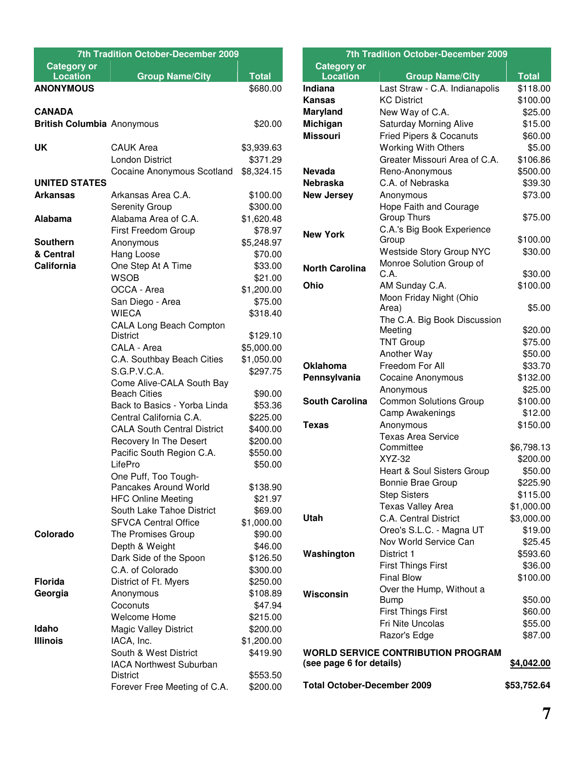| 7th Tradition October-December 2009 | | |
|---|---|---|
| **Category or Location** | **Group Name/City** | **Total** |
| **ANONYMOUS** | | $680.00 |
| **CANADA** | | |
| **British Columbia** | Anonymous | $20.00 |
| **UK** | CAUK Area | $3,939.63 |
| | London District | $371.29 |
| | Cocaine Anonymous Scotland | $8,324.15 |
| **UNITED STATES** | | |
| **Arkansas** | Arkansas Area C.A. | $100.00 |
| | Serenity Group | $300.00 |
| **Alabama** | Alabama Area of C.A. | $1,620.48 |
| | First Freedom Group | $78.97 |
| **Southern & Central California** | Anonymous | $5,248.97 |
| | Hang Loose | $70.00 |
| | One Step At A Time | $33.00 |
| | WSOB | $21.00 |
| | OCCA - Area | $1,200.00 |
| | San Diego - Area | $75.00 |
| | WIECA | $318.40 |
| | CALA Long Beach Compton District | $129.10 |
| | CALA - Area | $5,000.00 |
| | C.A. Southbay Beach Cities | $1,050.00 |
| | S.G.P.V.C.A. | $297.75 |
| | Come Alive-CALA South Bay Beach Cities | $90.00 |
| | Back to Basics - Yorba Linda | $53.36 |
| | Central California C.A. | $225.00 |
| | CALA South Central District | $400.00 |
| | Recovery In The Desert | $200.00 |
| | Pacific South Region C.A. | $550.00 |
| | LifePro | $50.00 |
| | One Puff, Too Tough- Pancakes Around World | $138.90 |
| | HFC Online Meeting | $21.97 |
| | South Lake Tahoe District | $69.00 |
| | SFVCA Central Office | $1,000.00 |
| **Colorado** | The Promises Group | $90.00 |
| | Depth & Weight | $46.00 |
| | Dark Side of the Spoon | $126.50 |
| | C.A. of Colorado | $300.00 |
| **Florida** | District of Ft. Myers | $250.00 |
| **Georgia** | Anonymous | $108.89 |
| | Coconuts | $47.94 |
| | Welcome Home | $215.00 |
| **Idaho** | Magic Valley District | $200.00 |
| **Illinois** | IACA, Inc. | $1,200.00 |
| | South & West District | $419.90 |
| | IACA Northwest Suburban District | $553.50 |
| | Forever Free Meeting of C.A. | $200.00 |

| 7th Tradition October-December 2009 | | |
|---|---|---|
| **Category or Location** | **Group Name/City** | **Total** |
| **Indiana** | Last Straw - C.A. Indianapolis | $118.00 |
| **Kansas** | KC District | $100.00 |
| **Maryland** | New Way of C.A. | $25.00 |
| **Michigan** | Saturday Morning Alive | $15.00 |
| **Missouri** | Fried Pipers & Cocanuts | $60.00 |
| | Working With Others | $5.00 |
| | Greater Missouri Area of C.A. | $106.86 |
| **Nevada** | Reno-Anonymous | $500.00 |
| **Nebraska** | C.A. of Nebraska | $39.30 |
| **New Jersey** | Anonymous | $73.00 |
| | Hope Faith and Courage Group Thurs | $75.00 |
| **New York** | C.A.'s Big Book Experience Group | $100.00 |
| | Westside Story Group NYC | $30.00 |
| **North Carolina** | Monroe Solution Group of C.A. | $30.00 |
| **Ohio** | AM Sunday C.A. | $100.00 |
| | Moon Friday Night (Ohio Area) | $5.00 |
| | The C.A. Big Book Discussion Meeting | $20.00 |
| | TNT Group | $75.00 |
| | Another Way | $50.00 |
| **Oklahoma** | Freedom For All | $33.70 |
| **Pennsylvania** | Cocaine Anonymous | $132.00 |
| | Anonymous | $25.00 |
| **South Carolina** | Common Solutions Group | $100.00 |
| | Camp Awakenings | $12.00 |
| **Texas** | Anonymous | $150.00 |
| | Texas Area Service Committee | $6,798.13 |
| | XYZ-32 | $200.00 |
| | Heart & Soul Sisters Group | $50.00 |
| | Bonnie Brae Group | $225.90 |
| | Step Sisters | $115.00 |
| | Texas Valley Area | $1,000.00 |
| **Utah** | C.A. Central District | $3,000.00 |
| | Oreo's S.L.C. - Magna UT | $19.00 |
| | Nov World Service Can | $25.45 |
| **Washington** | District 1 | $593.60 |
| | First Things First | $36.00 |
| | Final Blow | $100.00 |
| **Wisconsin** | Over the Hump, Without a Bump | $50.00 |
| | First Things First | $60.00 |
| | Fri Nite Uncolas | $55.00 |
| | Razor's Edge | $87.00 |
| **WORLD SERVICE CONTRIBUTION PROGRAM (see page 6 for details)** | | **$4,042.00** |
| **Total October-December 2009** | | **$53,752.64** |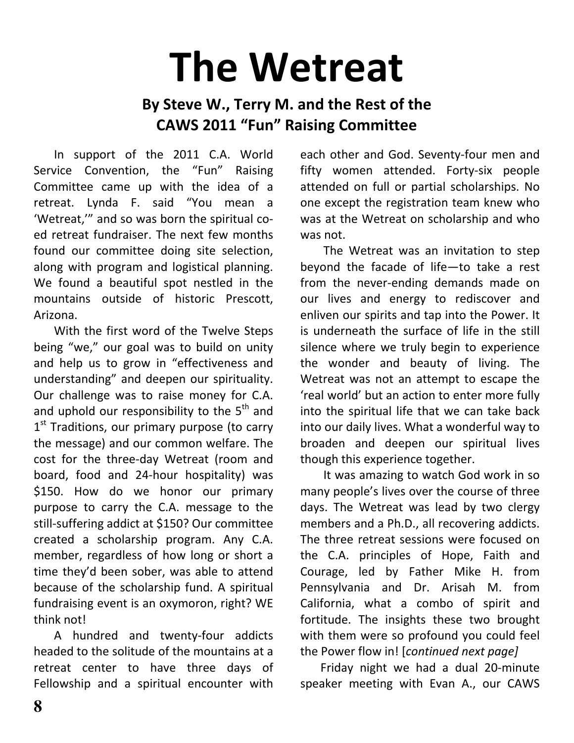# The Wetreat

### By Steve W., Terry M. and the Rest of the CAWS 2011 "Fun" Raising Committee

In support of the 2011 C.A. World Service Convention, the "Fun" Raising Committee came up with the idea of a retreat. Lynda F. said "You mean a 'Wetreat,'" and so was born the spiritual co-ed retreat fundraiser. The next few months found our committee doing site selection, along with program and logistical planning. We found a beautiful spot nestled in the mountains outside of historic Prescott, Arizona.

With the first word of the Twelve Steps being "we," our goal was to build on unity and help us to grow in "effectiveness and understanding" and deepen our spirituality. Our challenge was to raise money for C.A. and uphold our responsibility to the 5th and 1st Traditions, our primary purpose (to carry the message) and our common welfare. The cost for the three-day Wetreat (room and board, food and 24-hour hospitality) was $150. How do we honor our primary purpose to carry the C.A. message to the still-suffering addict at $150? Our committee created a scholarship program. Any C.A. member, regardless of how long or short a time they'd been sober, was able to attend because of the scholarship fund. A spiritual fundraising event is an oxymoron, right? WE think not!

A hundred and twenty-four addicts headed to the solitude of the mountains at a retreat center to have three days of Fellowship and a spiritual encounter with each other and God. Seventy-four men and fifty women attended. Forty-six people attended on full or partial scholarships. No one except the registration team knew who was at the Wetreat on scholarship and who was not.

The Wetreat was an invitation to step beyond the facade of life—to take a rest from the never-ending demands made on our lives and energy to rediscover and enliven our spirits and tap into the Power. It is underneath the surface of life in the still silence where we truly begin to experience the wonder and beauty of living. The Wetreat was not an attempt to escape the 'real world' but an action to enter more fully into the spiritual life that we can take back into our daily lives. What a wonderful way to broaden and deepen our spiritual lives though this experience together.

It was amazing to watch God work in so many people's lives over the course of three days. The Wetreat was lead by two clergy members and a Ph.D., all recovering addicts. The three retreat sessions were focused on the C.A. principles of Hope, Faith and Courage, led by Father Mike H. from Pennsylvania and Dr. Arisah M. from California, what a combo of spirit and fortitude. The insights these two brought with them were so profound you could feel the Power flow in! [*continued next page]*

Friday night we had a dual 20-minute speaker meeting with Evan A., our CAWS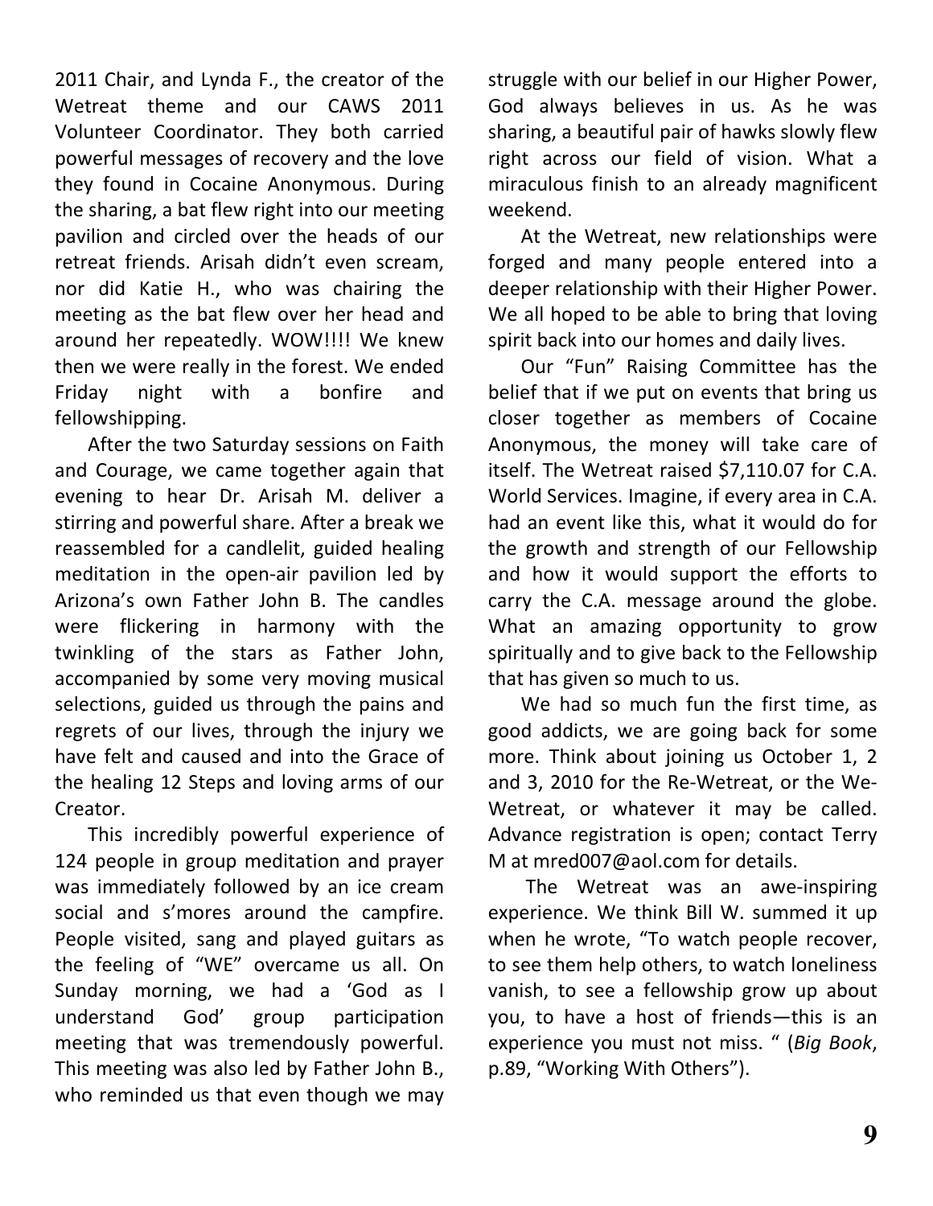2011 Chair, and Lynda F., the creator of the Wetreat theme and our CAWS 2011 Volunteer Coordinator. They both carried powerful messages of recovery and the love they found in Cocaine Anonymous. During the sharing, a bat flew right into our meeting pavilion and circled over the heads of our retreat friends. Arisah didn't even scream, nor did Katie H., who was chairing the meeting as the bat flew over her head and around her repeatedly. WOW!!!! We knew then we were really in the forest. We ended Friday night with a bonfire and fellowshipping.

After the two Saturday sessions on Faith and Courage, we came together again that evening to hear Dr. Arisah M. deliver a stirring and powerful share. After a break we reassembled for a candlelit, guided healing meditation in the open-air pavilion led by Arizona's own Father John B. The candles were flickering in harmony with the twinkling of the stars as Father John, accompanied by some very moving musical selections, guided us through the pains and regrets of our lives, through the injury we have felt and caused and into the Grace of the healing 12 Steps and loving arms of our Creator.

This incredibly powerful experience of 124 people in group meditation and prayer was immediately followed by an ice cream social and s'mores around the campfire. People visited, sang and played guitars as the feeling of "WE" overcame us all. On Sunday morning, we had a 'God as I understand God' group participation meeting that was tremendously powerful. This meeting was also led by Father John B., who reminded us that even though we may struggle with our belief in our Higher Power, God always believes in us. As he was sharing, a beautiful pair of hawks slowly flew right across our field of vision. What a miraculous finish to an already magnificent weekend.

At the Wetreat, new relationships were forged and many people entered into a deeper relationship with their Higher Power. We all hoped to be able to bring that loving spirit back into our homes and daily lives.

Our "Fun" Raising Committee has the belief that if we put on events that bring us closer together as members of Cocaine Anonymous, the money will take care of itself. The Wetreat raised $7,110.07 for C.A. World Services. Imagine, if every area in C.A. had an event like this, what it would do for the growth and strength of our Fellowship and how it would support the efforts to carry the C.A. message around the globe. What an amazing opportunity to grow spiritually and to give back to the Fellowship that has given so much to us.

We had so much fun the first time, as good addicts, we are going back for some more. Think about joining us October 1, 2 and 3, 2010 for the Re-Wetreat, or the We-Wetreat, or whatever it may be called. Advance registration is open; contact Terry M at mred007@aol.com for details.

The Wetreat was an awe-inspiring experience. We think Bill W. summed it up when he wrote, "To watch people recover, to see them help others, to watch loneliness vanish, to see a fellowship grow up about you, to have a host of friends—this is an experience you must not miss. " (*Big Book*, p.89, "Working With Others").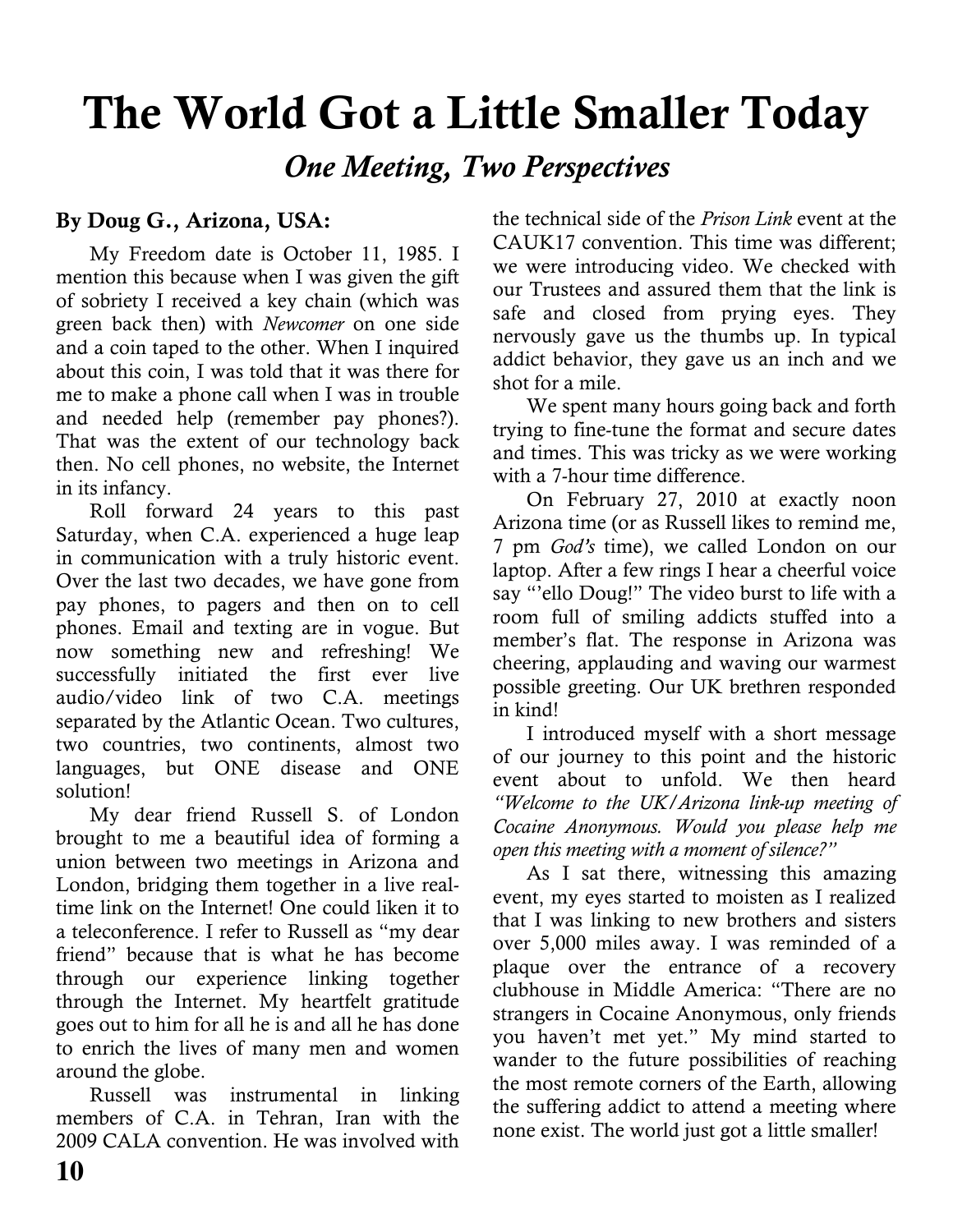# The World Got a Little Smaller Today

## *One Meeting, Two Perspectives*

**By Doug G., Arizona, USA:**

My Freedom date is October 11, 1985. I mention this because when I was given the gift of sobriety I received a key chain (which was green back then) with *Newcomer* on one side and a coin taped to the other. When I inquired about this coin, I was told that it was there for me to make a phone call when I was in trouble and needed help (remember pay phones?). That was the extent of our technology back then. No cell phones, no website, the Internet in its infancy.

Roll forward 24 years to this past Saturday, when C.A. experienced a huge leap in communication with a truly historic event. Over the last two decades, we have gone from pay phones, to pagers and then on to cell phones. Email and texting are in vogue. But now something new and refreshing! We successfully initiated the first ever live audio/video link of two C.A. meetings separated by the Atlantic Ocean. Two cultures, two countries, two continents, almost two languages, but ONE disease and ONE solution!

My dear friend Russell S. of London brought to me a beautiful idea of forming a union between two meetings in Arizona and London, bridging them together in a live real-time link on the Internet! One could liken it to a teleconference. I refer to Russell as "my dear friend" because that is what he has become through our experience linking together through the Internet. My heartfelt gratitude goes out to him for all he is and all he has done to enrich the lives of many men and women around the globe.

Russell was instrumental in linking members of C.A. in Tehran, Iran with the 2009 CALA convention. He was involved with the technical side of the *Prison Link* event at the CAUK17 convention. This time was different; we were introducing video. We checked with our Trustees and assured them that the link is safe and closed from prying eyes. They nervously gave us the thumbs up. In typical addict behavior, they gave us an inch and we shot for a mile.

We spent many hours going back and forth trying to fine-tune the format and secure dates and times. This was tricky as we were working with a 7-hour time difference.

On February 27, 2010 at exactly noon Arizona time (or as Russell likes to remind me, 7 pm *God's* time), we called London on our laptop. After a few rings I hear a cheerful voice say "'ello Doug!" The video burst to life with a room full of smiling addicts stuffed into a member's flat. The response in Arizona was cheering, applauding and waving our warmest possible greeting. Our UK brethren responded in kind!

I introduced myself with a short message of our journey to this point and the historic event about to unfold. We then heard *"Welcome to the UK/Arizona link-up meeting of Cocaine Anonymous. Would you please help me open this meeting with a moment of silence?"*

As I sat there, witnessing this amazing event, my eyes started to moisten as I realized that I was linking to new brothers and sisters over 5,000 miles away. I was reminded of a plaque over the entrance of a recovery clubhouse in Middle America: "There are no strangers in Cocaine Anonymous, only friends you haven't met yet." My mind started to wander to the future possibilities of reaching the most remote corners of the Earth, allowing the suffering addict to attend a meeting where none exist. The world just got a little smaller!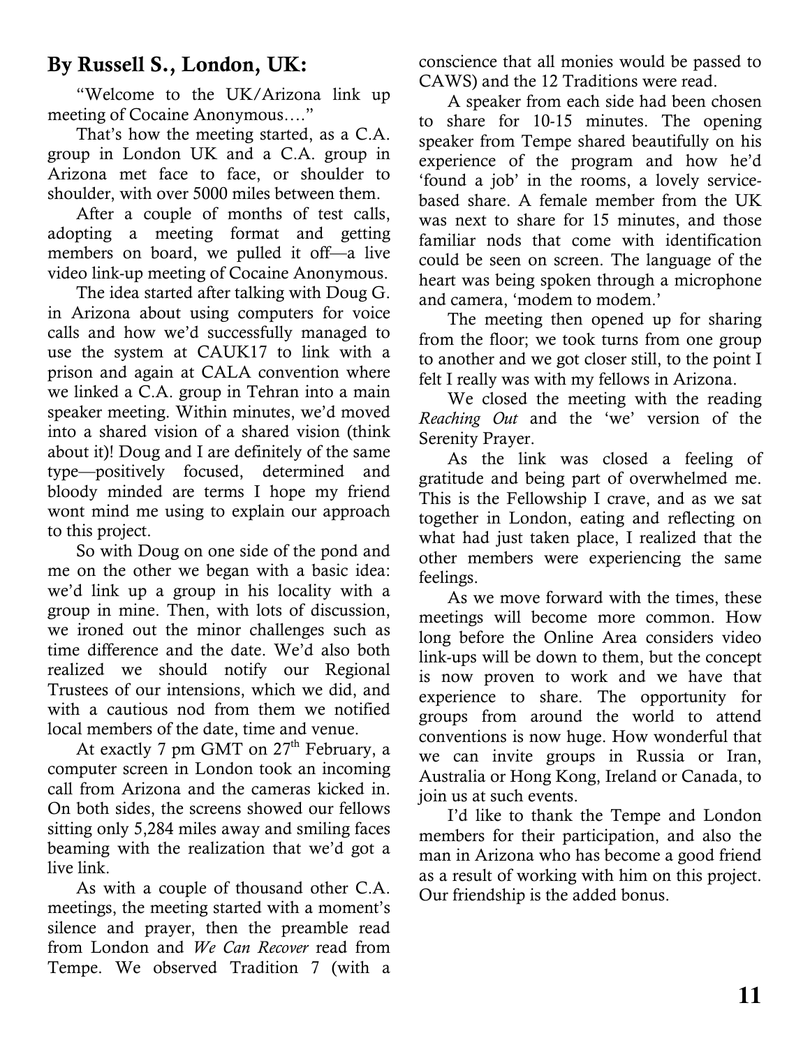### By Russell S., London, UK:

"Welcome to the UK/Arizona link up meeting of Cocaine Anonymous…."

That's how the meeting started, as a C.A. group in London UK and a C.A. group in Arizona met face to face, or shoulder to shoulder, with over 5000 miles between them.

After a couple of months of test calls, adopting a meeting format and getting members on board, we pulled it off—a live video link-up meeting of Cocaine Anonymous.

The idea started after talking with Doug G. in Arizona about using computers for voice calls and how we'd successfully managed to use the system at CAUK17 to link with a prison and again at CALA convention where we linked a C.A. group in Tehran into a main speaker meeting. Within minutes, we'd moved into a shared vision of a shared vision (think about it)! Doug and I are definitely of the same type—positively focused, determined and bloody minded are terms I hope my friend wont mind me using to explain our approach to this project.

So with Doug on one side of the pond and me on the other we began with a basic idea: we'd link up a group in his locality with a group in mine. Then, with lots of discussion, we ironed out the minor challenges such as time difference and the date. We'd also both realized we should notify our Regional Trustees of our intensions, which we did, and with a cautious nod from them we notified local members of the date, time and venue.

At exactly 7 pm GMT on 27th February, a computer screen in London took an incoming call from Arizona and the cameras kicked in. On both sides, the screens showed our fellows sitting only 5,284 miles away and smiling faces beaming with the realization that we'd got a live link.

As with a couple of thousand other C.A. meetings, the meeting started with a moment's silence and prayer, then the preamble read from London and *We Can Recover* read from Tempe. We observed Tradition 7 (with a conscience that all monies would be passed to CAWS) and the 12 Traditions were read.

A speaker from each side had been chosen to share for 10-15 minutes. The opening speaker from Tempe shared beautifully on his experience of the program and how he'd 'found a job' in the rooms, a lovely service-based share. A female member from the UK was next to share for 15 minutes, and those familiar nods that come with identification could be seen on screen. The language of the heart was being spoken through a microphone and camera, 'modem to modem.'

The meeting then opened up for sharing from the floor; we took turns from one group to another and we got closer still, to the point I felt I really was with my fellows in Arizona.

We closed the meeting with the reading *Reaching Out* and the 'we' version of the Serenity Prayer.

As the link was closed a feeling of gratitude and being part of overwhelmed me. This is the Fellowship I crave, and as we sat together in London, eating and reflecting on what had just taken place, I realized that the other members were experiencing the same feelings.

As we move forward with the times, these meetings will become more common. How long before the Online Area considers video link-ups will be down to them, but the concept is now proven to work and we have that experience to share. The opportunity for groups from around the world to attend conventions is now huge. How wonderful that we can invite groups in Russia or Iran, Australia or Hong Kong, Ireland or Canada, to join us at such events.

I'd like to thank the Tempe and London members for their participation, and also the man in Arizona who has become a good friend as a result of working with him on this project. Our friendship is the added bonus.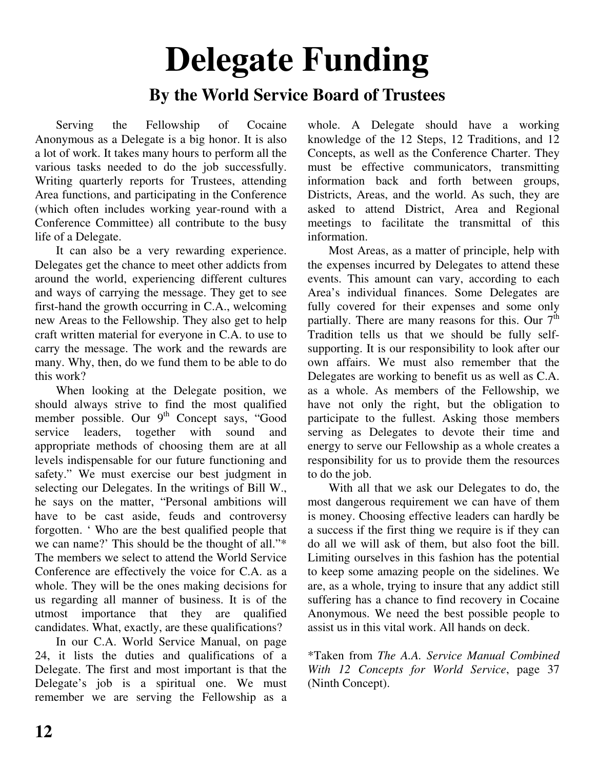# Delegate Funding

## By the World Service Board of Trustees

Serving the Fellowship of Cocaine Anonymous as a Delegate is a big honor. It is also a lot of work. It takes many hours to perform all the various tasks needed to do the job successfully. Writing quarterly reports for Trustees, attending Area functions, and participating in the Conference (which often includes working year-round with a Conference Committee) all contribute to the busy life of a Delegate.

It can also be a very rewarding experience. Delegates get the chance to meet other addicts from around the world, experiencing different cultures and ways of carrying the message. They get to see first-hand the growth occurring in C.A., welcoming new Areas to the Fellowship. They also get to help craft written material for everyone in C.A. to use to carry the message. The work and the rewards are many. Why, then, do we fund them to be able to do this work?

When looking at the Delegate position, we should always strive to find the most qualified member possible. Our 9th Concept says, "Good service leaders, together with sound and appropriate methods of choosing them are at all levels indispensable for our future functioning and safety." We must exercise our best judgment in selecting our Delegates. In the writings of Bill W., he says on the matter, "Personal ambitions will have to be cast aside, feuds and controversy forgotten. ' Who are the best qualified people that we can name?' This should be the thought of all."* The members we select to attend the World Service Conference are effectively the voice for C.A. as a whole. They will be the ones making decisions for us regarding all manner of business. It is of the utmost importance that they are qualified candidates. What, exactly, are these qualifications?

In our C.A. World Service Manual, on page 24, it lists the duties and qualifications of a Delegate. The first and most important is that the Delegate's job is a spiritual one. We must remember we are serving the Fellowship as a whole. A Delegate should have a working knowledge of the 12 Steps, 12 Traditions, and 12 Concepts, as well as the Conference Charter. They must be effective communicators, transmitting information back and forth between groups, Districts, Areas, and the world. As such, they are asked to attend District, Area and Regional meetings to facilitate the transmittal of this information.

Most Areas, as a matter of principle, help with the expenses incurred by Delegates to attend these events. This amount can vary, according to each Area's individual finances. Some Delegates are fully covered for their expenses and some only partially. There are many reasons for this. Our 7th Tradition tells us that we should be fully self-supporting. It is our responsibility to look after our own affairs. We must also remember that the Delegates are working to benefit us as well as C.A. as a whole. As members of the Fellowship, we have not only the right, but the obligation to participate to the fullest. Asking those members serving as Delegates to devote their time and energy to serve our Fellowship as a whole creates a responsibility for us to provide them the resources to do the job.

With all that we ask our Delegates to do, the most dangerous requirement we can have of them is money. Choosing effective leaders can hardly be a success if the first thing we require is if they can do all we will ask of them, but also foot the bill. Limiting ourselves in this fashion has the potential to keep some amazing people on the sidelines. We are, as a whole, trying to insure that any addict still suffering has a chance to find recovery in Cocaine Anonymous. We need the best possible people to assist us in this vital work. All hands on deck.

*Taken from *The A.A. Service Manual Combined With 12 Concepts for World Service*, page 37 (Ninth Concept).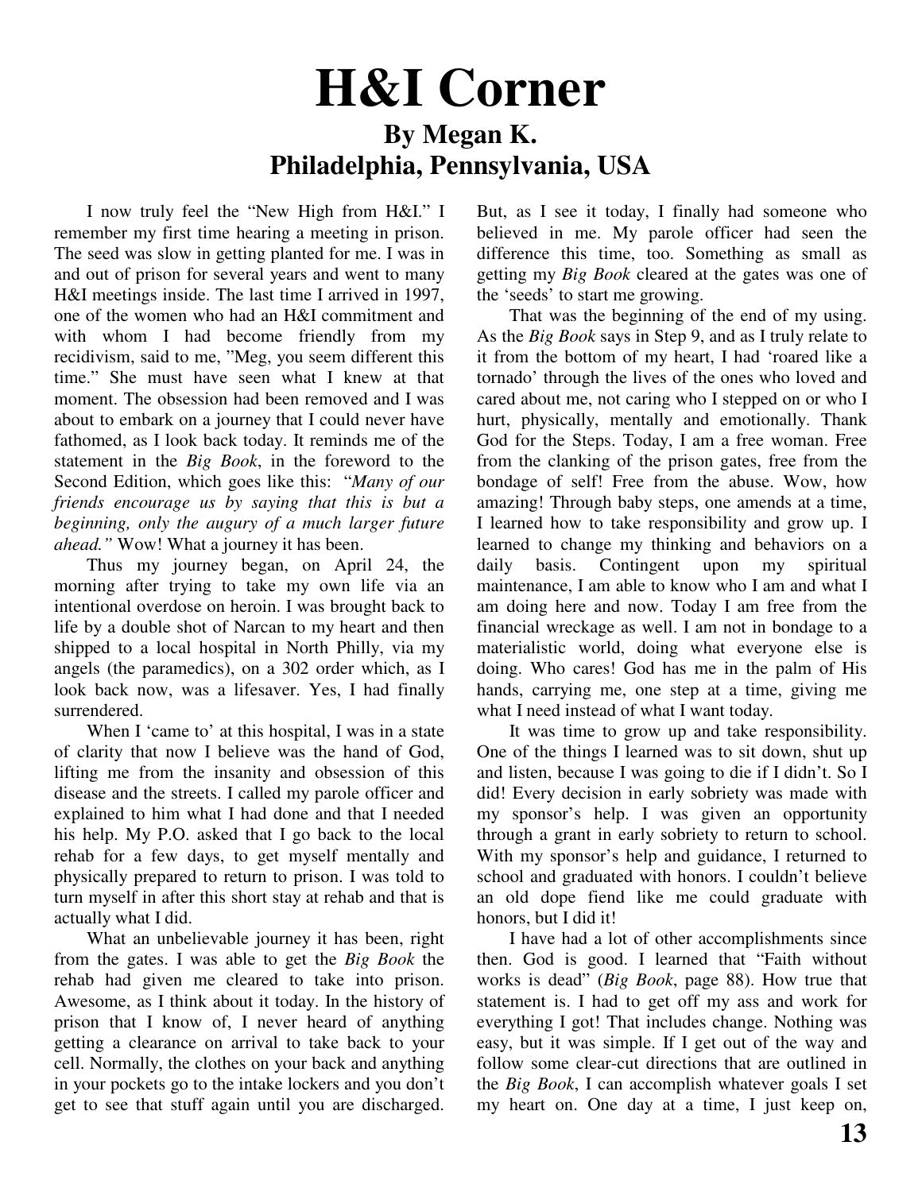# H&I Corner

## By Megan K.
## Philadelphia, Pennsylvania, USA

I now truly feel the "New High from H&I." I remember my first time hearing a meeting in prison. The seed was slow in getting planted for me. I was in and out of prison for several years and went to many H&I meetings inside. The last time I arrived in 1997, one of the women who had an H&I commitment and with whom I had become friendly from my recidivism, said to me, "Meg, you seem different this time." She must have seen what I knew at that moment. The obsession had been removed and I was about to embark on a journey that I could never have fathomed, as I look back today. It reminds me of the statement in the *Big Book*, in the foreword to the Second Edition, which goes like this: *"Many of our friends encourage us by saying that this is but a beginning, only the augury of a much larger future ahead."* Wow! What a journey it has been.

Thus my journey began, on April 24, the morning after trying to take my own life via an intentional overdose on heroin. I was brought back to life by a double shot of Narcan to my heart and then shipped to a local hospital in North Philly, via my angels (the paramedics), on a 302 order which, as I look back now, was a lifesaver. Yes, I had finally surrendered.

When I 'came to' at this hospital, I was in a state of clarity that now I believe was the hand of God, lifting me from the insanity and obsession of this disease and the streets. I called my parole officer and explained to him what I had done and that I needed his help. My P.O. asked that I go back to the local rehab for a few days, to get myself mentally and physically prepared to return to prison. I was told to turn myself in after this short stay at rehab and that is actually what I did.

What an unbelievable journey it has been, right from the gates. I was able to get the *Big Book* the rehab had given me cleared to take into prison. Awesome, as I think about it today. In the history of prison that I know of, I never heard of anything getting a clearance on arrival to take back to your cell. Normally, the clothes on your back and anything in your pockets go to the intake lockers and you don't get to see that stuff again until you are discharged. But, as I see it today, I finally had someone who believed in me. My parole officer had seen the difference this time, too. Something as small as getting my *Big Book* cleared at the gates was one of the 'seeds' to start me growing.

That was the beginning of the end of my using. As the *Big Book* says in Step 9, and as I truly relate to it from the bottom of my heart, I had 'roared like a tornado' through the lives of the ones who loved and cared about me, not caring who I stepped on or who I hurt, physically, mentally and emotionally. Thank God for the Steps. Today, I am a free woman. Free from the clanking of the prison gates, free from the bondage of self! Free from the abuse. Wow, how amazing! Through baby steps, one amends at a time, I learned how to take responsibility and grow up. I learned to change my thinking and behaviors on a daily basis. Contingent upon my spiritual maintenance, I am able to know who I am and what I am doing here and now. Today I am free from the financial wreckage as well. I am not in bondage to a materialistic world, doing what everyone else is doing. Who cares! God has me in the palm of His hands, carrying me, one step at a time, giving me what I need instead of what I want today.

It was time to grow up and take responsibility. One of the things I learned was to sit down, shut up and listen, because I was going to die if I didn't. So I did! Every decision in early sobriety was made with my sponsor's help. I was given an opportunity through a grant in early sobriety to return to school. With my sponsor's help and guidance, I returned to school and graduated with honors. I couldn't believe an old dope fiend like me could graduate with honors, but I did it!

I have had a lot of other accomplishments since then. God is good. I learned that "Faith without works is dead" (*Big Book*, page 88). How true that statement is. I had to get off my ass and work for everything I got! That includes change. Nothing was easy, but it was simple. If I get out of the way and follow some clear-cut directions that are outlined in the *Big Book*, I can accomplish whatever goals I set my heart on. One day at a time, I just keep on,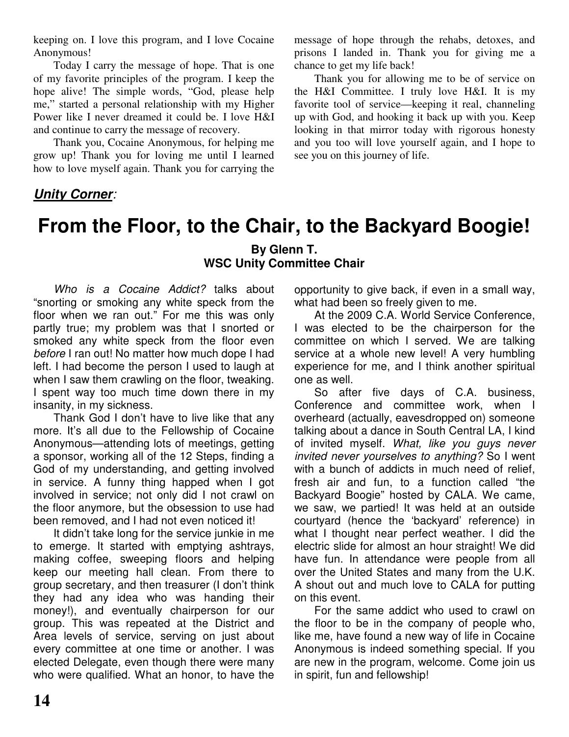keeping on. I love this program, and I love Cocaine Anonymous!

Today I carry the message of hope. That is one of my favorite principles of the program. I keep the hope alive! The simple words, "God, please help me," started a personal relationship with my Higher Power like I never dreamed it could be. I love H&I and continue to carry the message of recovery.

Thank you, Cocaine Anonymous, for helping me grow up! Thank you for loving me until I learned how to love myself again. Thank you for carrying the message of hope through the rehabs, detoxes, and prisons I landed in. Thank you for giving me a chance to get my life back!

Thank you for allowing me to be of service on the H&I Committee. I truly love H&I. It is my favorite tool of service—keeping it real, channeling up with God, and hooking it back up with you. Keep looking in that mirror today with rigorous honesty and you too will love yourself again, and I hope to see you on this journey of life.

***Unity Corner***:

# From the Floor, to the Chair, to the Backyard Boogie!

**By Glenn T.**
**WSC Unity Committee Chair**

*Who is a Cocaine Addict?* talks about "snorting or smoking any white speck from the floor when we ran out." For me this was only partly true; my problem was that I snorted or smoked any white speck from the floor even *before* I ran out! No matter how much dope I had left. I had become the person I used to laugh at when I saw them crawling on the floor, tweaking. I spent way too much time down there in my insanity, in my sickness.

Thank God I don't have to live like that any more. It's all due to the Fellowship of Cocaine Anonymous—attending lots of meetings, getting a sponsor, working all of the 12 Steps, finding a God of my understanding, and getting involved in service. A funny thing happed when I got involved in service; not only did I not crawl on the floor anymore, but the obsession to use had been removed, and I had not even noticed it!

It didn't take long for the service junkie in me to emerge. It started with emptying ashtrays, making coffee, sweeping floors and helping keep our meeting hall clean. From there to group secretary, and then treasurer (I don't think they had any idea who was handing their money!), and eventually chairperson for our group. This was repeated at the District and Area levels of service, serving on just about every committee at one time or another. I was elected Delegate, even though there were many who were qualified. What an honor, to have the opportunity to give back, if even in a small way, what had been so freely given to me.

At the 2009 C.A. World Service Conference, I was elected to be the chairperson for the committee on which I served. We are talking service at a whole new level! A very humbling experience for me, and I think another spiritual one as well.

So after five days of C.A. business, Conference and committee work, when I overheard (actually, eavesdropped on) someone talking about a dance in South Central LA, I kind of invited myself. *What, like you guys never invited never yourselves to anything?* So I went with a bunch of addicts in much need of relief, fresh air and fun, to a function called "the Backyard Boogie" hosted by CALA. We came, we saw, we partied! It was held at an outside courtyard (hence the 'backyard' reference) in what I thought near perfect weather. I did the electric slide for almost an hour straight! We did have fun. In attendance were people from all over the United States and many from the U.K. A shout out and much love to CALA for putting on this event.

For the same addict who used to crawl on the floor to be in the company of people who, like me, have found a new way of life in Cocaine Anonymous is indeed something special. If you are new in the program, welcome. Come join us in spirit, fun and fellowship!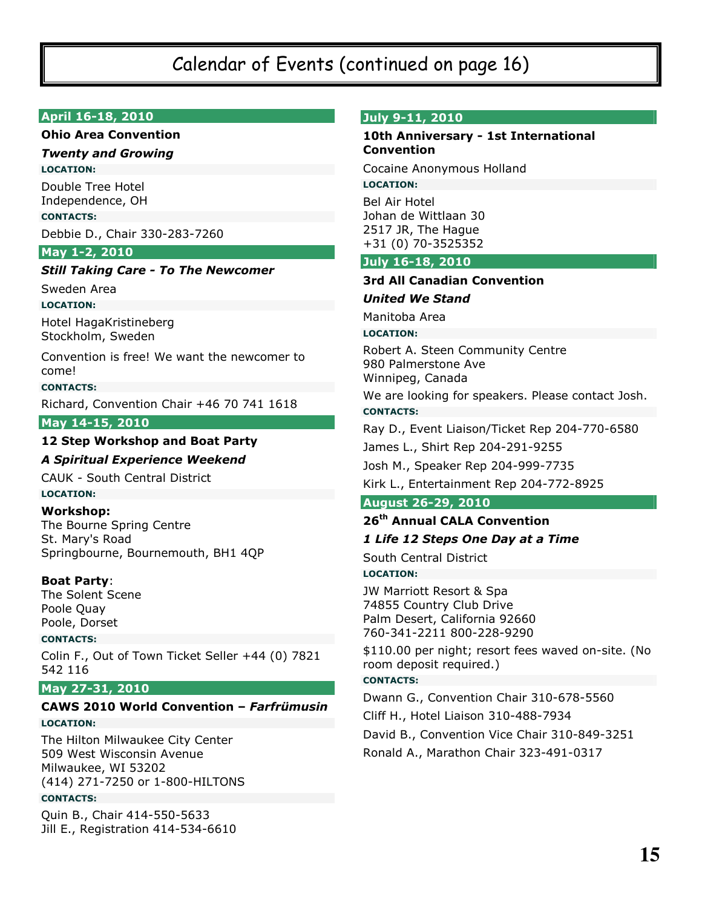# Calendar of Events (continued on page 16)

## April 16-18, 2010

**Ohio Area Convention**

***Twenty and Growing***

**LOCATION:**

Double Tree Hotel
Independence, OH

**CONTACTS:**

Debbie D., Chair 330-283-7260

## May 1-2, 2010

***Still Taking Care - To The Newcomer***

Sweden Area

**LOCATION:**

Hotel HagaKristineberg
Stockholm, Sweden

Convention is free! We want the newcomer to come!

**CONTACTS:**

Richard, Convention Chair +46 70 741 1618

## May 14-15, 2010

**12 Step Workshop and Boat Party**

***A Spiritual Experience Weekend***

CAUK - South Central District

**LOCATION:**

**Workshop:**
The Bourne Spring Centre
St. Mary's Road
Springbourne, Bournemouth, BH1 4QP

**Boat Party**:
The Solent Scene
Poole Quay
Poole, Dorset

**CONTACTS:**

Colin F., Out of Town Ticket Seller +44 (0) 7821 542 116

## May 27-31, 2010

**CAWS 2010 World Convention – *Farfrümusin***

**LOCATION:**

The Hilton Milwaukee City Center
509 West Wisconsin Avenue
Milwaukee, WI 53202
(414) 271-7250 or 1-800-HILTONS

**CONTACTS:**

Quin B., Chair 414-550-5633
Jill E., Registration 414-534-6610

## July 9-11, 2010

**10th Anniversary - 1st International Convention**

Cocaine Anonymous Holland

**LOCATION:**

Bel Air Hotel
Johan de Wittlaan 30
2517 JR, The Hague
+31 (0) 70-3525352

## July 16-18, 2010

**3rd All Canadian Convention**

***United We Stand***

Manitoba Area

**LOCATION:**

Robert A. Steen Community Centre
980 Palmerstone Ave
Winnipeg, Canada

We are looking for speakers. Please contact Josh.

**CONTACTS:**

Ray D., Event Liaison/Ticket Rep 204-770-6580

James L., Shirt Rep 204-291-9255

Josh M., Speaker Rep 204-999-7735

Kirk L., Entertainment Rep 204-772-8925

## August 26-29, 2010

**26th Annual CALA Convention**

***1 Life 12 Steps One Day at a Time***

South Central District

**LOCATION:**

JW Marriott Resort & Spa
74855 Country Club Drive
Palm Desert, California 92660
760-341-2211 800-228-9290

$110.00 per night; resort fees waved on-site. (No room deposit required.)

**CONTACTS:**

Dwann G., Convention Chair 310-678-5560

Cliff H., Hotel Liaison 310-488-7934

David B., Convention Vice Chair 310-849-3251

Ronald A., Marathon Chair 323-491-0317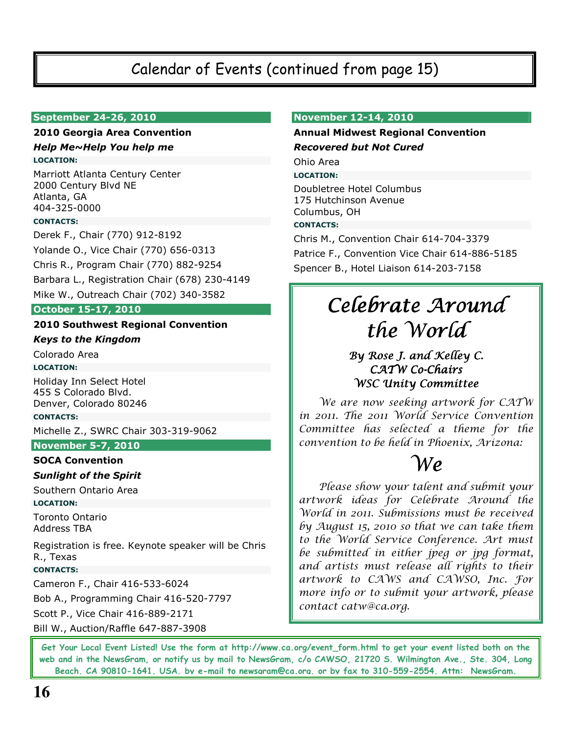# Calendar of Events (continued from page 15)

**September 24-26, 2010**

**2010 Georgia Area Convention**

***Help Me~Help You help me***

**LOCATION:**

Marriott Atlanta Century Center
2000 Century Blvd NE
Atlanta, GA
404-325-0000

**CONTACTS:**

Derek F., Chair (770) 912-8192

Yolande O., Vice Chair (770) 656-0313

Chris R., Program Chair (770) 882-9254

Barbara L., Registration Chair (678) 230-4149

Mike W., Outreach Chair (702) 340-3582

**October 15-17, 2010**

**2010 Southwest Regional Convention**

***Keys to the Kingdom***

Colorado Area

**LOCATION:**

Holiday Inn Select Hotel
455 S Colorado Blvd.
Denver, Colorado 80246

**CONTACTS:**

Michelle Z., SWRC Chair 303-319-9062

**November 5-7, 2010**

**SOCA Convention**

***Sunlight of the Spirit***

Southern Ontario Area

**LOCATION:**

Toronto Ontario
Address TBA

Registration is free. Keynote speaker will be Chris R., Texas

**CONTACTS:**

Cameron F., Chair 416-533-6024

Bob A., Programming Chair 416-520-7797

Scott P., Vice Chair 416-889-2171

Bill W., Auction/Raffle 647-887-3908

**November 12-14, 2010**

**Annual Midwest Regional Convention**

***Recovered but Not Cured***

Ohio Area

**LOCATION:**

Doubletree Hotel Columbus
175 Hutchinson Avenue
Columbus, OH

**CONTACTS:**

Chris M., Convention Chair 614-704-3379

Patrice F., Convention Vice Chair 614-886-5185

Spencer B., Hotel Liaison 614-203-7158

## Celebrate Around the World

*By Rose J. and Kelley C.*
*CATW Co-Chairs*
*WSC Unity Committee*

*We are now seeking artwork for CATW in 2011. The 2011 World Service Convention Committee has selected a theme for the convention to be held in Phoenix, Arizona:*

## *We*

*Please show your talent and submit your artwork ideas for Celebrate Around the World in 2011. Submissions must be received by August 15, 2010 so that we can take them to the World Service Conference. Art must be submitted in either jpeg or jpg format, and artists must release all rights to their artwork to CAWS and CAWSO, Inc. For more info or to submit your artwork, please contact catw@ca.org.*

**Get Your Local Event Listed! Use the form at http://www.ca.org/event_form.html to get your event listed both on the web and in the NewsGram, or notify us by mail to NewsGram, c/o CAWSO, 21720 S. Wilmington Ave., Ste. 304, Long Beach, CA 90810-1641, USA, by e-mail to newsgram@ca.org, or by fax to 310-559-2554, Attn: NewsGram.**